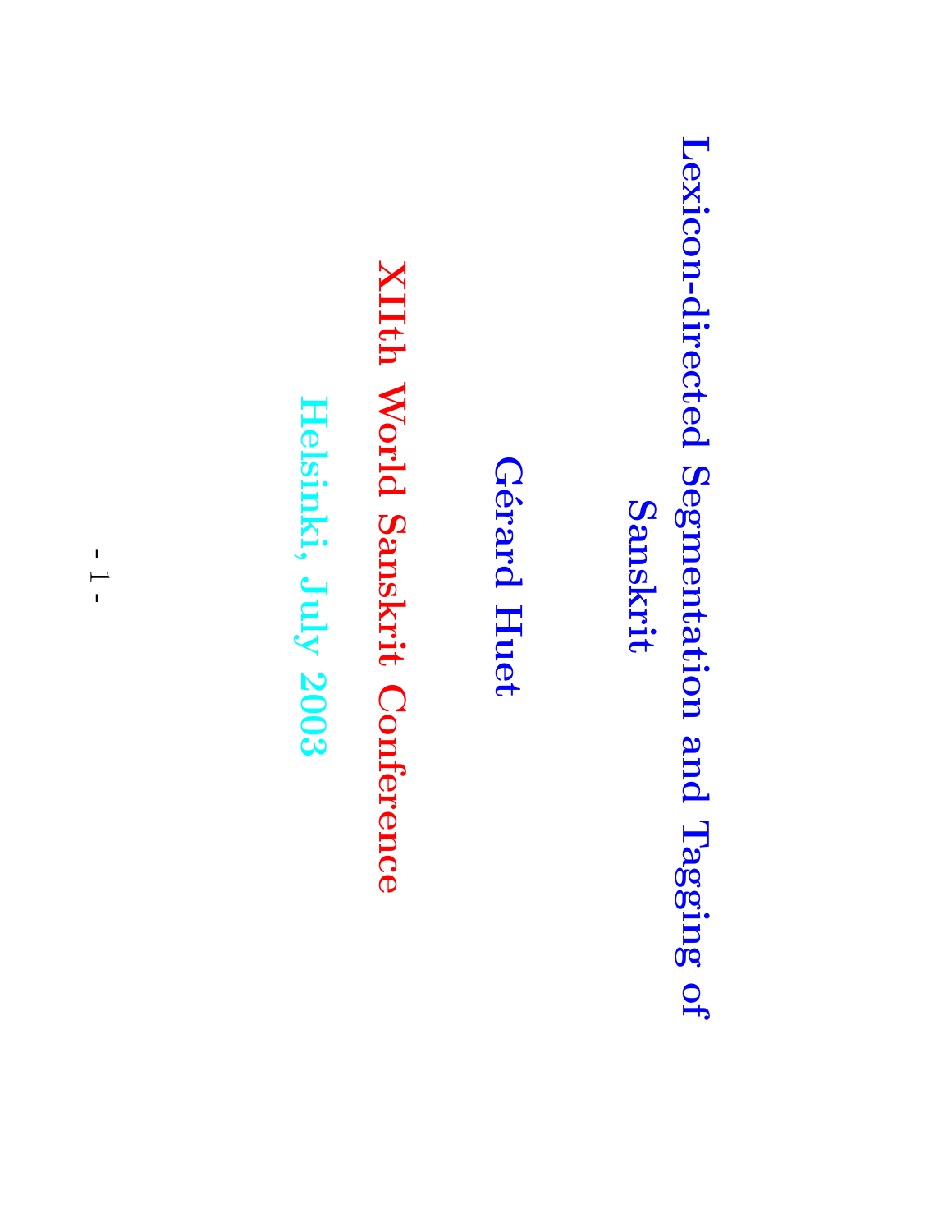# Lexicon-directed Segmentation and Tagging of Sanskrit

**Gérard Huet**

**XIIth World Sanskrit Conference**

**Helsinki, July 2003**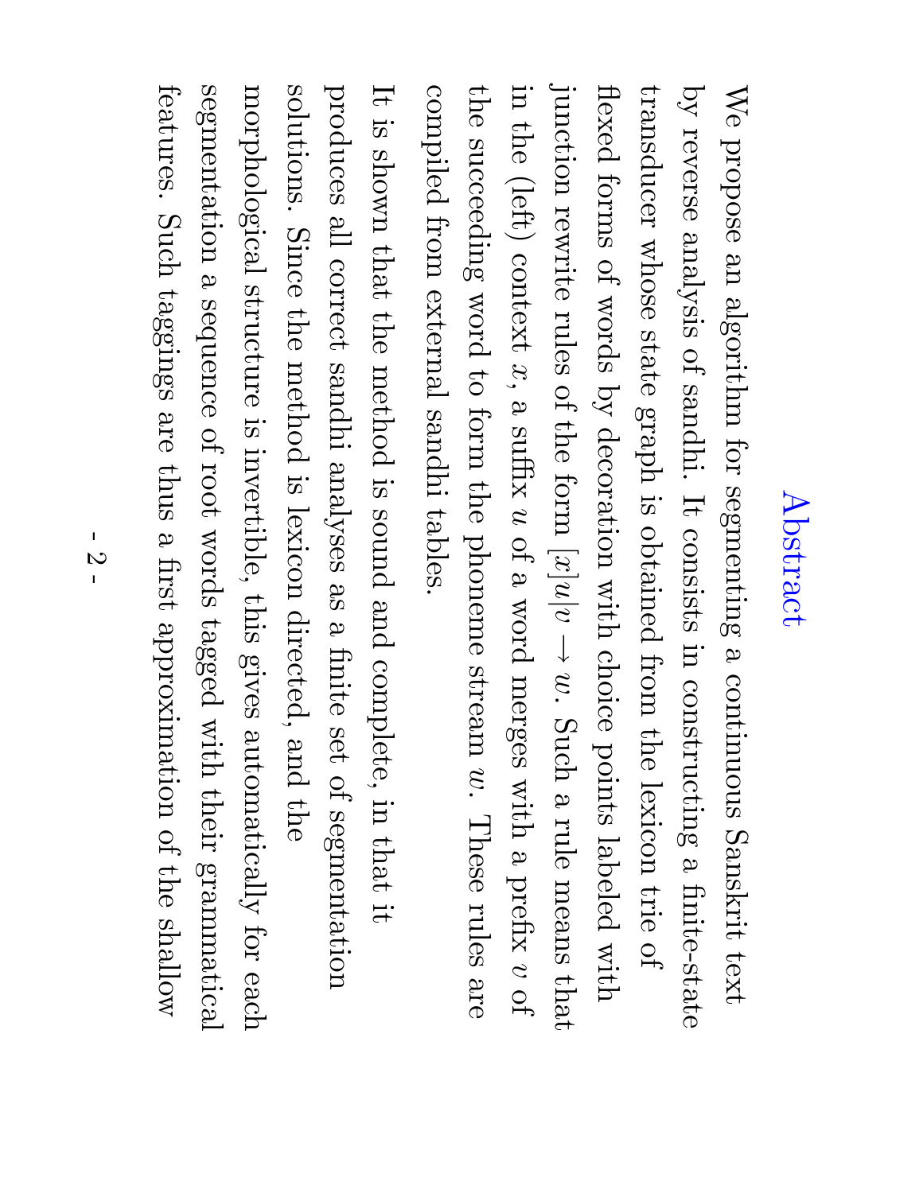# Abstract

We propose an algorithm for segmenting a continuous Sanskrit text by reverse analysis of sandhi. It consists in constructing a finite-state transducer whose state graph is obtained from the lexicon trie of flexed forms of words by decoration with choice points labeled with junction rewrite rules of the form $[x]u|v \rightarrow w$. Such a rule means that in the (left) context $x$, a suffix $u$ of a word merges with a prefix $v$ of the succeeding word to form the phoneme stream $w$. These rules are compiled from external sandhi tables.

It is shown that the method is sound and complete, in that it produces all correct sandhi analyses as a finite set of segmentation solutions. Since the method is lexicon directed, and the morphological structure is invertible, this gives automatically for each segmentation a sequence of root words tagged with their grammatical features. Such taggings are thus a first approximation of the shallow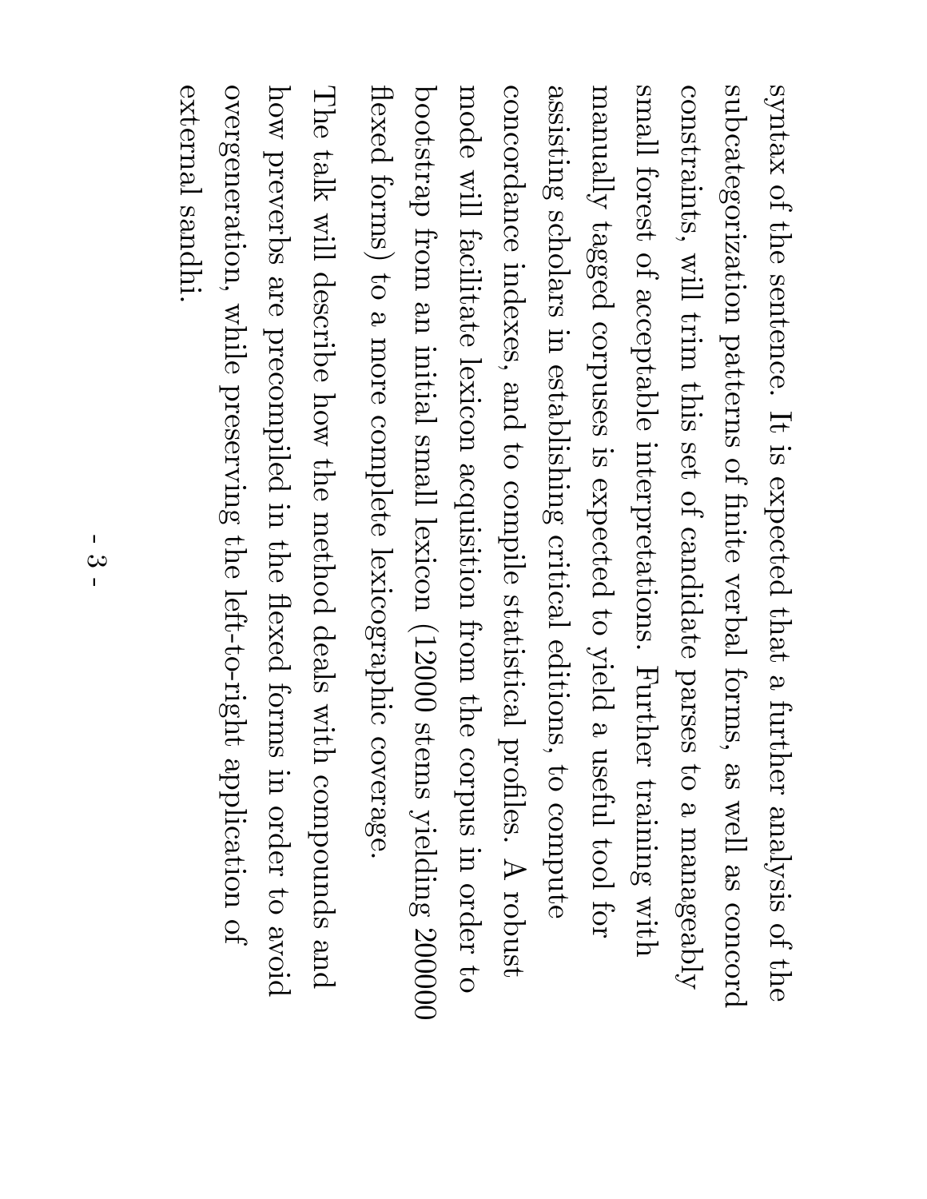syntax of the sentence. It is expected that a further analysis of the subcategorization patterns of finite verbal forms, as well as concord constraints, will trim this set of candidate parses to a manageably small forest of acceptable interpretations. Further training with manually tagged corpuses is expected to yield a useful tool for assisting scholars in establishing critical editions, to compute concordance indexes, and to compile statistical profiles. A robust mode will facilitate lexicon acquisition from the corpus in order to bootstrap from an initial small lexicon (12000 stems yielding 200000 flexed forms) to a more complete lexicographic coverage.

The talk will describe how the method deals with compounds and how preverbs are precompiled in the flexed forms in order to avoid overgeneration, while preserving the left-to-right application of external sandhi.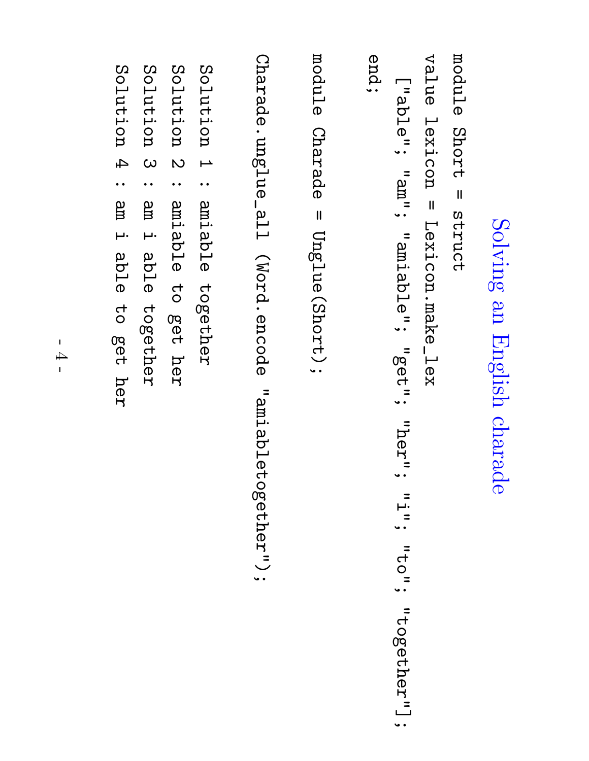# Solving an English charade

```
module Short = struct
value lexicon = Lexicon.make_lex
  ["able"; "am"; "amiable"; "get"; "her"; "i"; "to"; "together"];
end;

module Charade = Unglue(Short);

Charade.unglue_all (Word.encode "amiabletogether");

Solution 1 : amiable together
Solution 2 : amiable to get her
Solution 3 : am i able together
Solution 4 : am i able to get her
```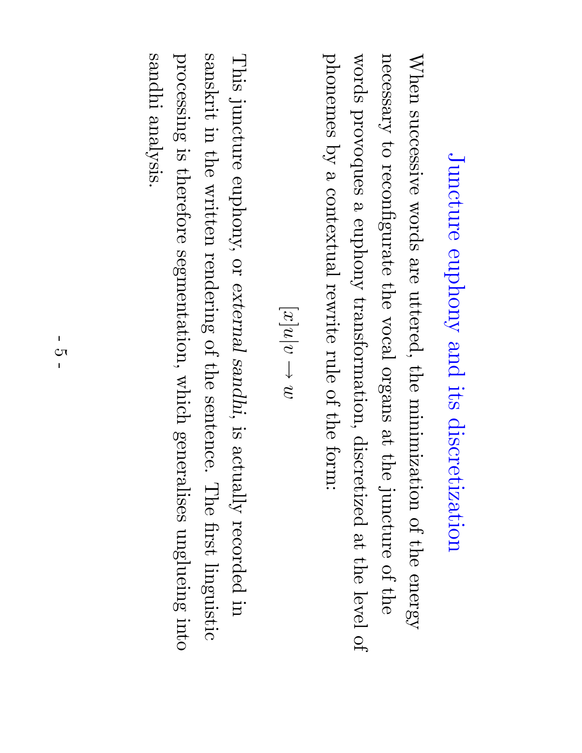# Juncture euphony and its discretization

When successive words are uttered, the minimization of the energy necessary to reconfigurate the vocal organs at the juncture of the words provoques a euphony transformation, discretized at the level of phonemes by a contextual rewrite rule of the form:

$$[x]u|v \rightarrow w$$

This juncture euphony, or *external sandhi*, is actually recorded in sanskrit in the written rendering of the sentence. The first linguistic processing is therefore segmentation, which generalises unglueing into sandhi analysis.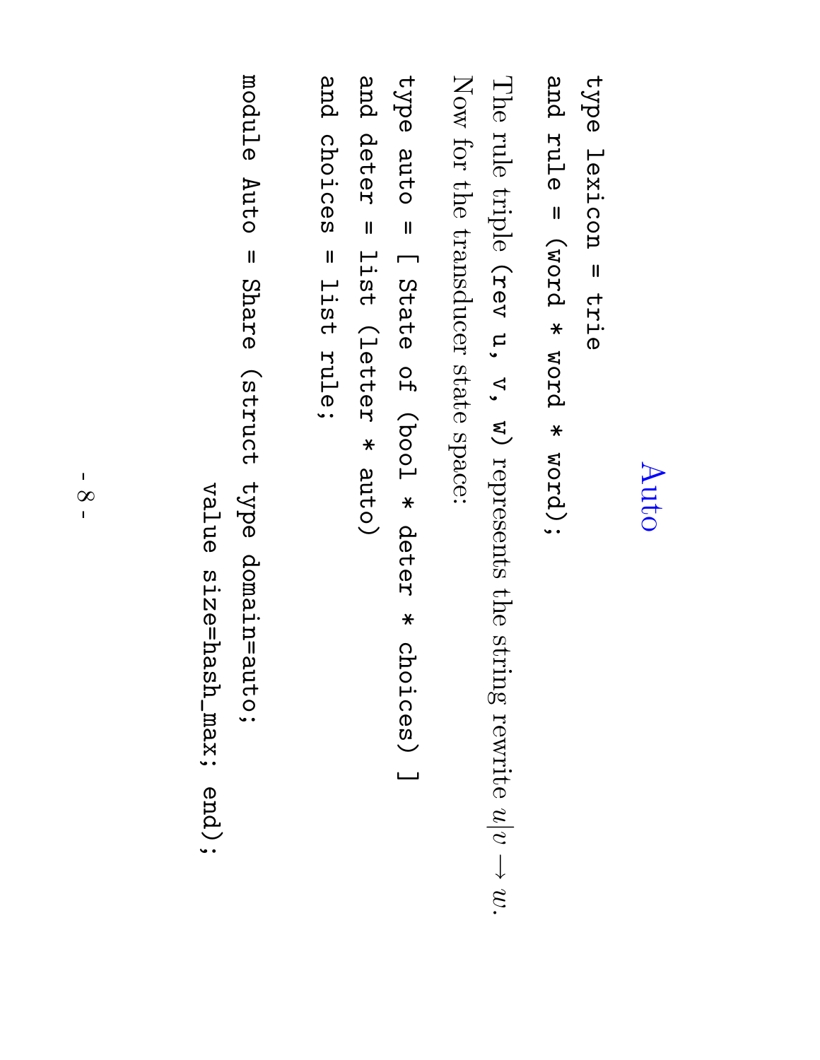# Auto

```
type lexicon = trie
and rule = (word * word * word);
```

The rule triple `(rev u, v, w)` represents the string rewrite $u|v \rightarrow w$.

Now for the transducer state space:

```
type auto = [ State of (bool * deter * choices) ]
and deter = list (letter * auto)
and choices = list rule;

module Auto = Share (struct type domain=auto;
                     value size=hash_max; end);
```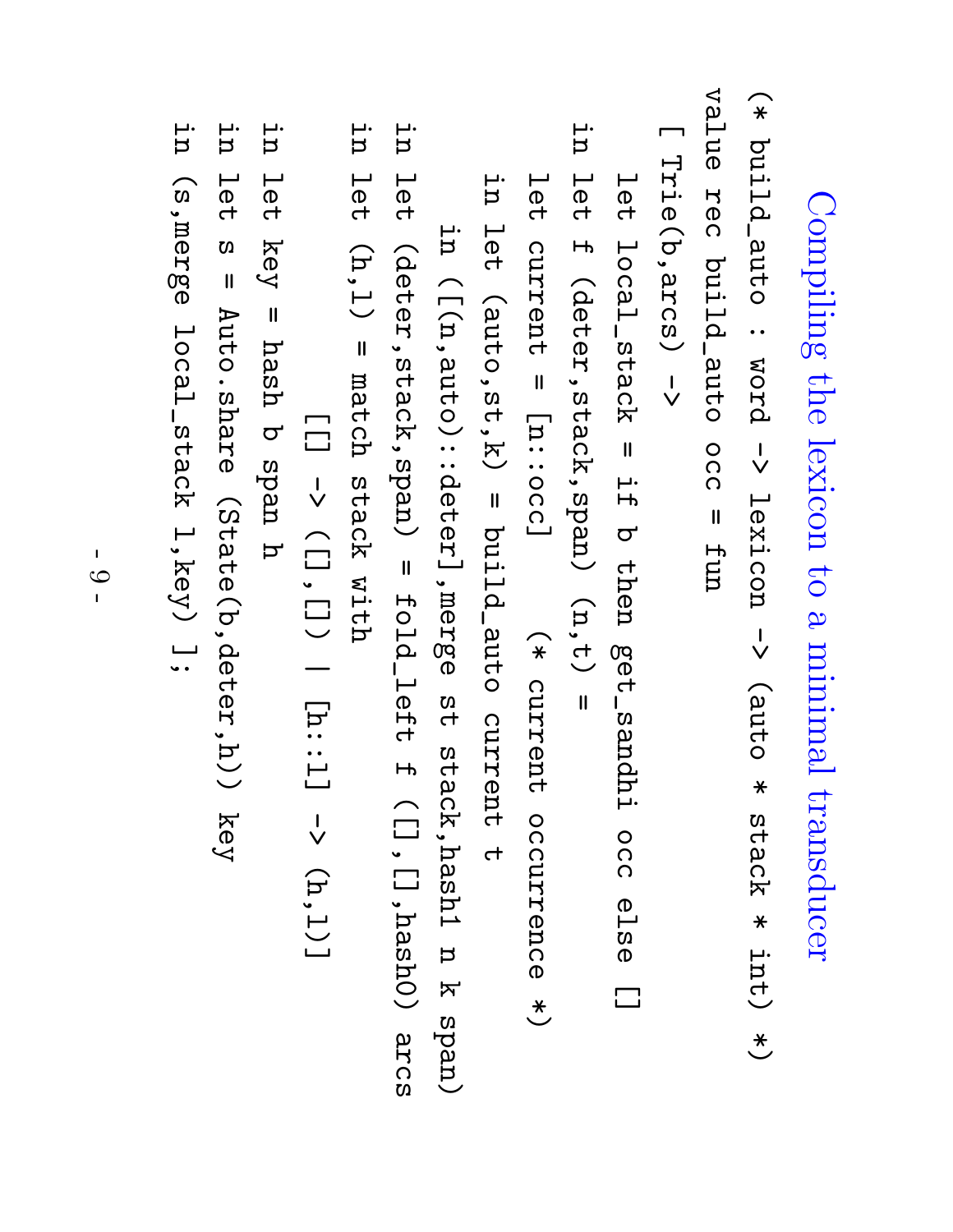# Compiling the lexicon to a minimal transducer

```
(* build_auto : word -> lexicon -> (auto * stack * int) *)
value rec build_auto occ = fun
  [ Trie(b,arcs) ->
    let local_stack = if b then get_sandhi occ else []
    in let f (deter,stack,span) (n,t) =
      let current = [n::occ]    (* current occurrence *)
      in let (auto,st,k) = build_auto current t
        in ([(n,auto)::deter],merge st stack,hash1 n k span)
    in let (deter,stack,span) = fold_left f ([],[],hash0) arcs
    in let (h,l) = match stack with
                [] -> ([],[]) | [h::l] -> (h,l)]
    in let key = hash b span h
    in let s = Auto.share (State(b,deter,h)) key
    in (s,merge local_stack l,key) ];
```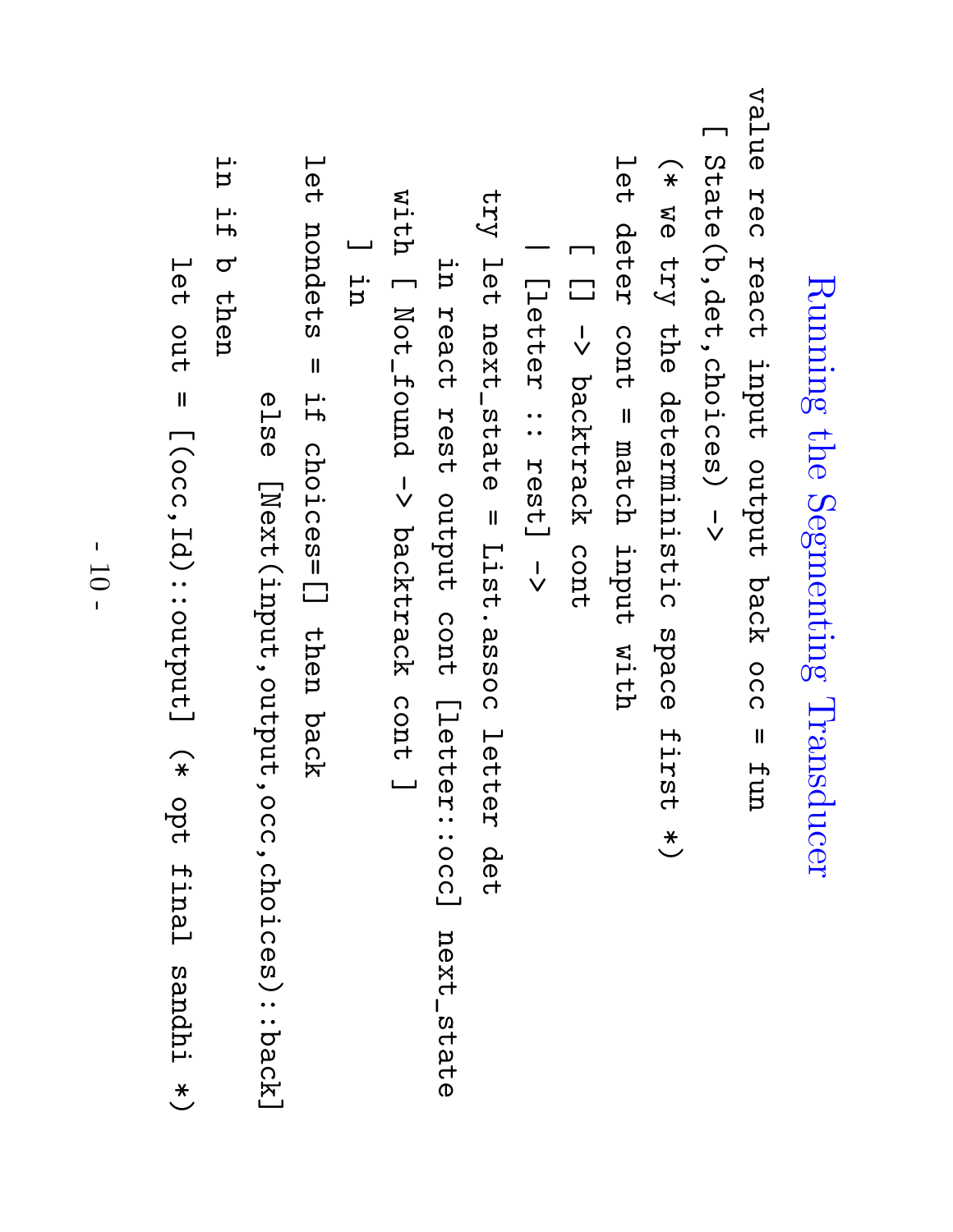# Running the Segmenting Transducer

```
value rec react input output back occ = fun
  [ State(b,det,choices) ->
    (* we try the deterministic space first *)
    let deter cont = match input with
      [ [] -> backtrack cont
      | [letter :: rest] ->
        try let next_state = List.assoc letter det
            in react rest output cont [letter::occ] next_state
        with [ Not_found -> backtrack cont ]
      ] in
    let nondets = if choices=[] then back
                  else [Next(input,output,occ,choices)::back]
    in if b then
      let out = [(occ,Id)::output] (* opt final sandhi *)
```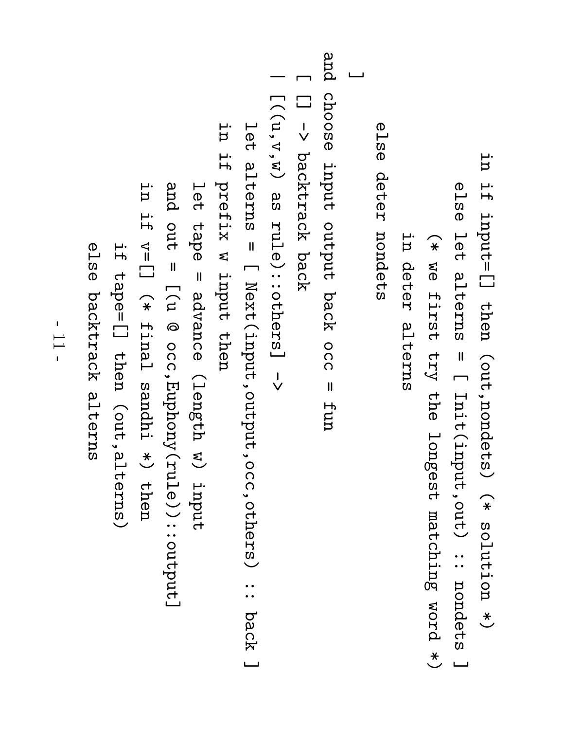```
      in if input=[] then (out,nondets) (* solution *)
         else let alterns = [ Init(input,out) :: nondets ]
              (* we first try the longest matching word *)
              in deter alterns
    else deter nondets
  ]
and choose input output back occ = fun
  [ [] -> backtrack back
  | [((u,v,w) as rule)::others] ->
     let alterns = [ Next(input,output,occ,others) :: back ]
     in if prefix w input then
          let tape = advance (length w) input
          and out = [(u @ occ,Euphony(rule))::output]
          in if v=[] (* final sandhi *) then
               if tape=[] then (out,alterns)
               else backtrack alterns
```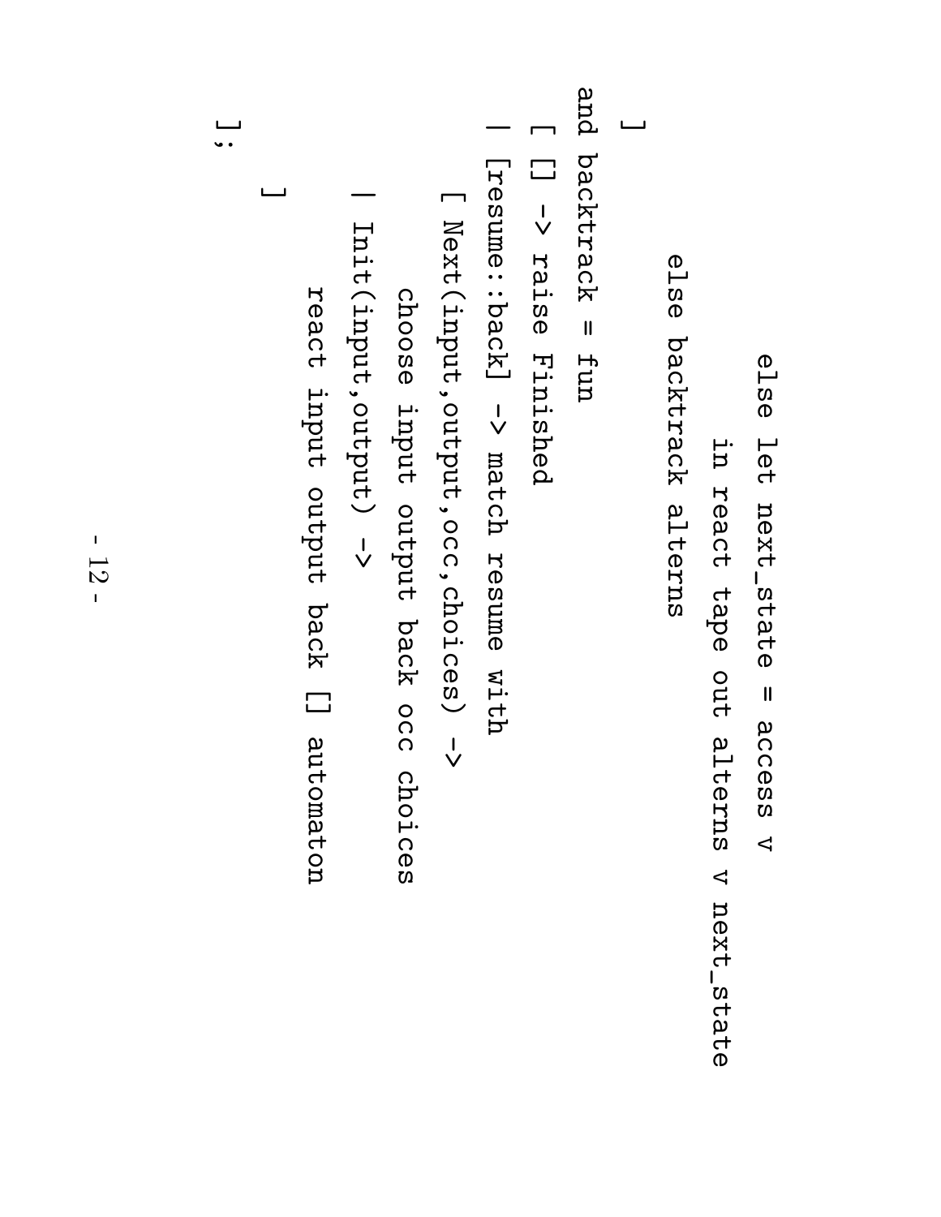```
                else let next_state = access v
                     in react tape out alterns v next_state
            else backtrack alterns
    ]
and backtrack = fun
  [ [] -> raise Finished
  | [resume::back] -> match resume with
     [ Next(input,output,occ,choices) ->
         choose input output back occ choices
     | Init(input,output) ->
         react input output back [] automaton
     ]
  ];
```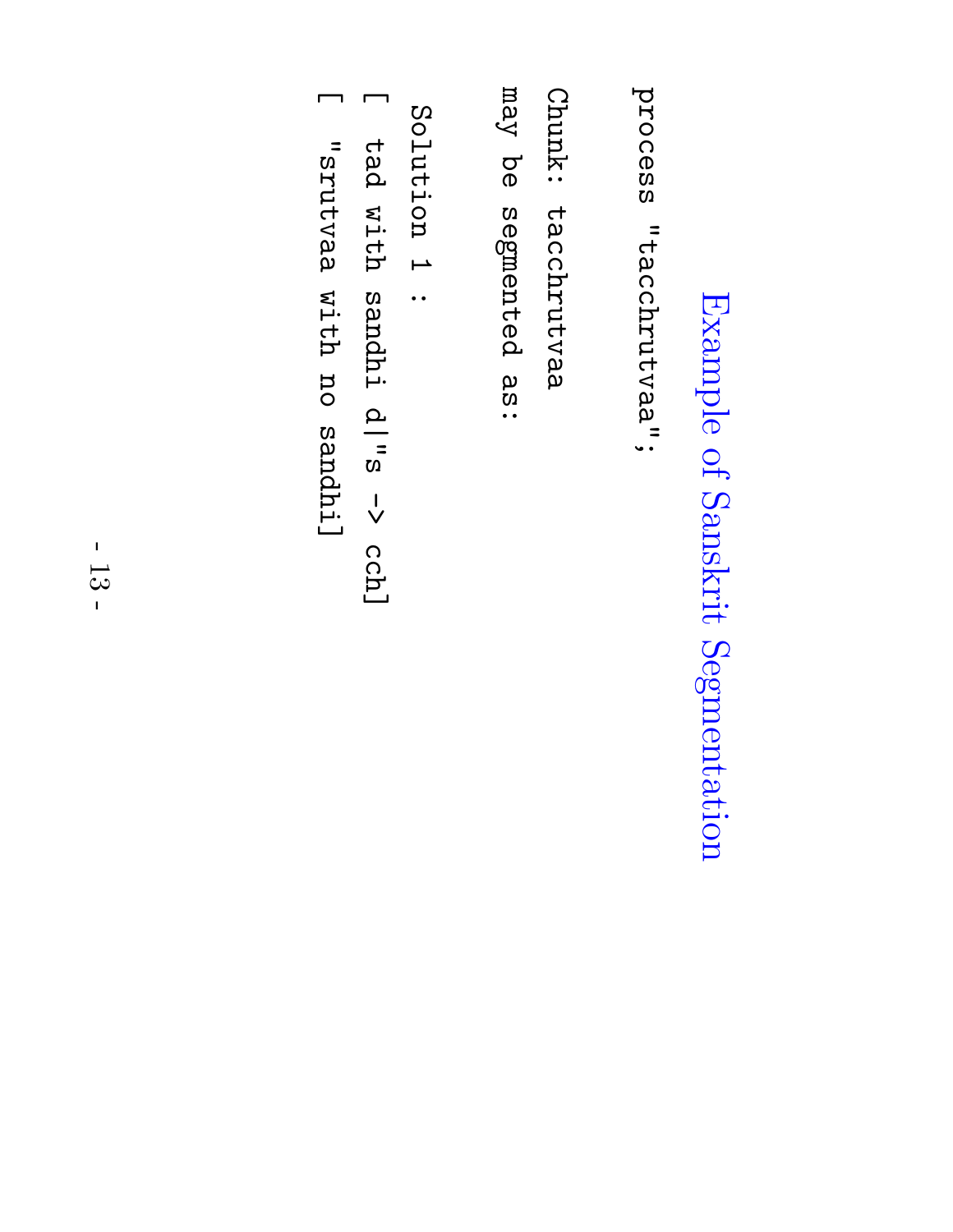# Example of Sanskrit Segmentation

```
process "tacchrutvaa";

Chunk: tacchrutvaa
may be segmented as:

 Solution 1 :
[ tad with sandhi d|"s -> cch]
[ "srutvaa with no sandhi]
```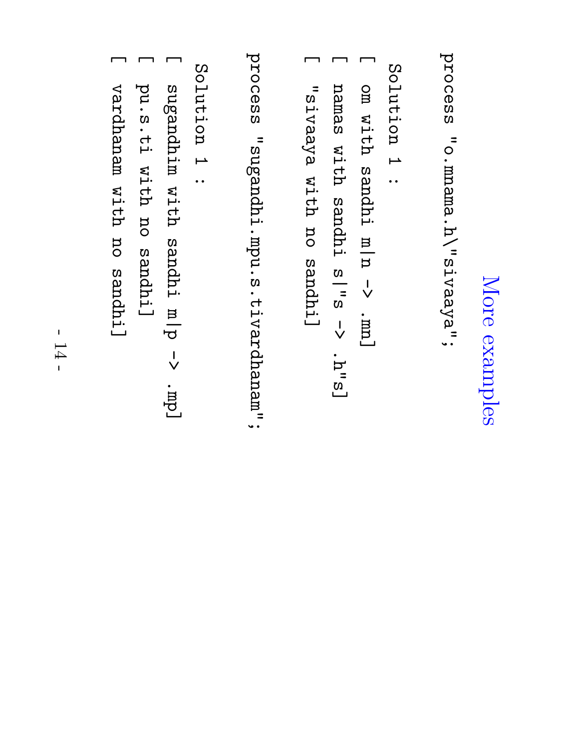# More examples

```
process "o.mnama.h\"sivaaya";

Solution 1 :
[ om with sandhi m|n -> .mn]
[ namas with sandhi s|"s -> .h"s]
[ "sivaaya with no sandhi]

process "sugandhi.mpu.s.tivardhanam";

Solution 1 :
[ sugandhim with sandhi m|p -> .mp]
[ pu.s.ti with no sandhi]
[ vardhanam with no sandhi]
```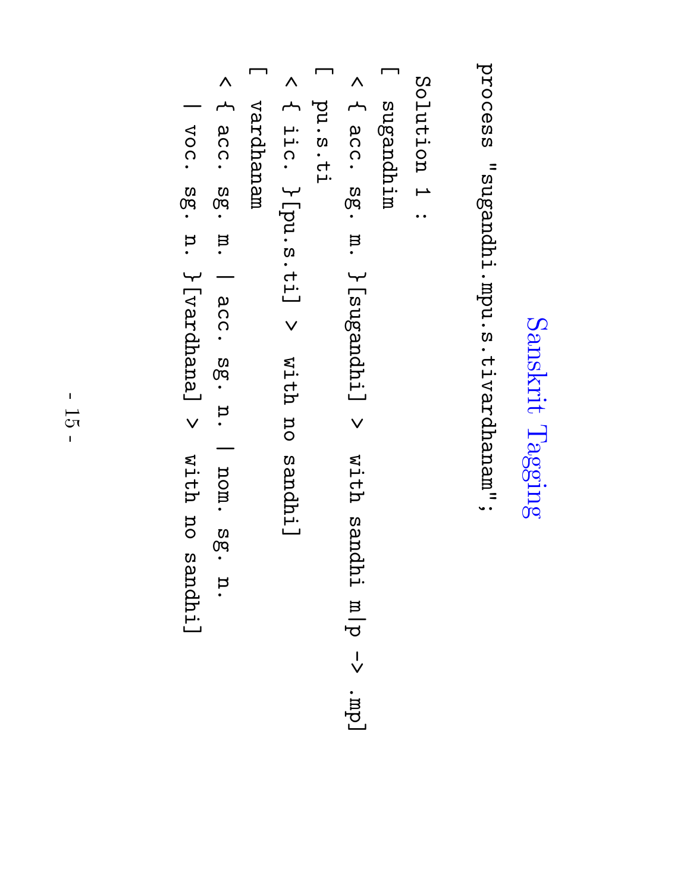# Sanskrit Tagging

```
process "sugandhi.mpu.s.tivardhanam";

Solution 1 :
[ sugandhim
 < { acc. sg. m. }[sugandhi] > with sandhi m|p -> .mp]
[ pu.s.ti
 < { iic. }[pu.s.ti] > with no sandhi]
[ vardhanam
 < { acc. sg. m. | acc. sg. n. | nom. sg. n.
  | voc. sg. n. }[vardhana] > with no sandhi]
```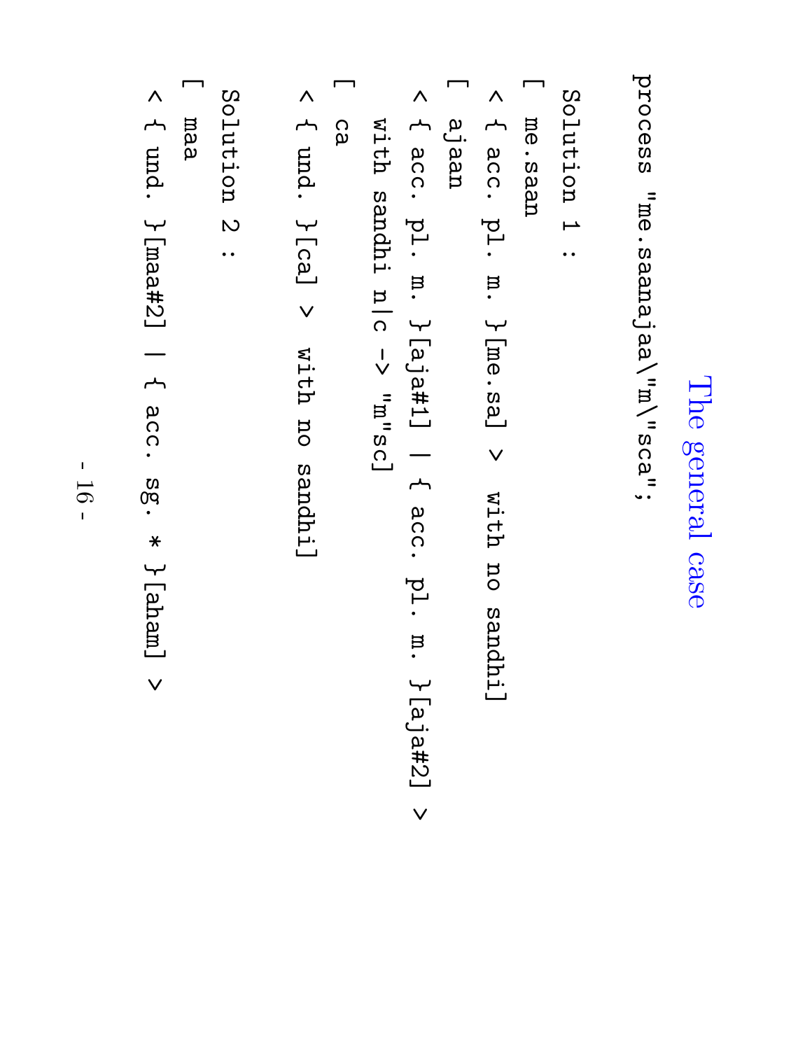# The general case

```
process "me.saanajaa\"m\"sca";

Solution 1 :
[ me.saan
< { acc. pl. m. }[me.sa] > with no sandhi]
[ ajaan
< { acc. pl. m. }[aja#1] | { acc. pl. m. }[aja#2] >
  with sandhi n|c -> "m"sc]
[ ca
< { und. }[ca] > with no sandhi]

Solution 2 :
[ maa
< { und. }[maa#2] | { acc. sg. * }[aham] >
```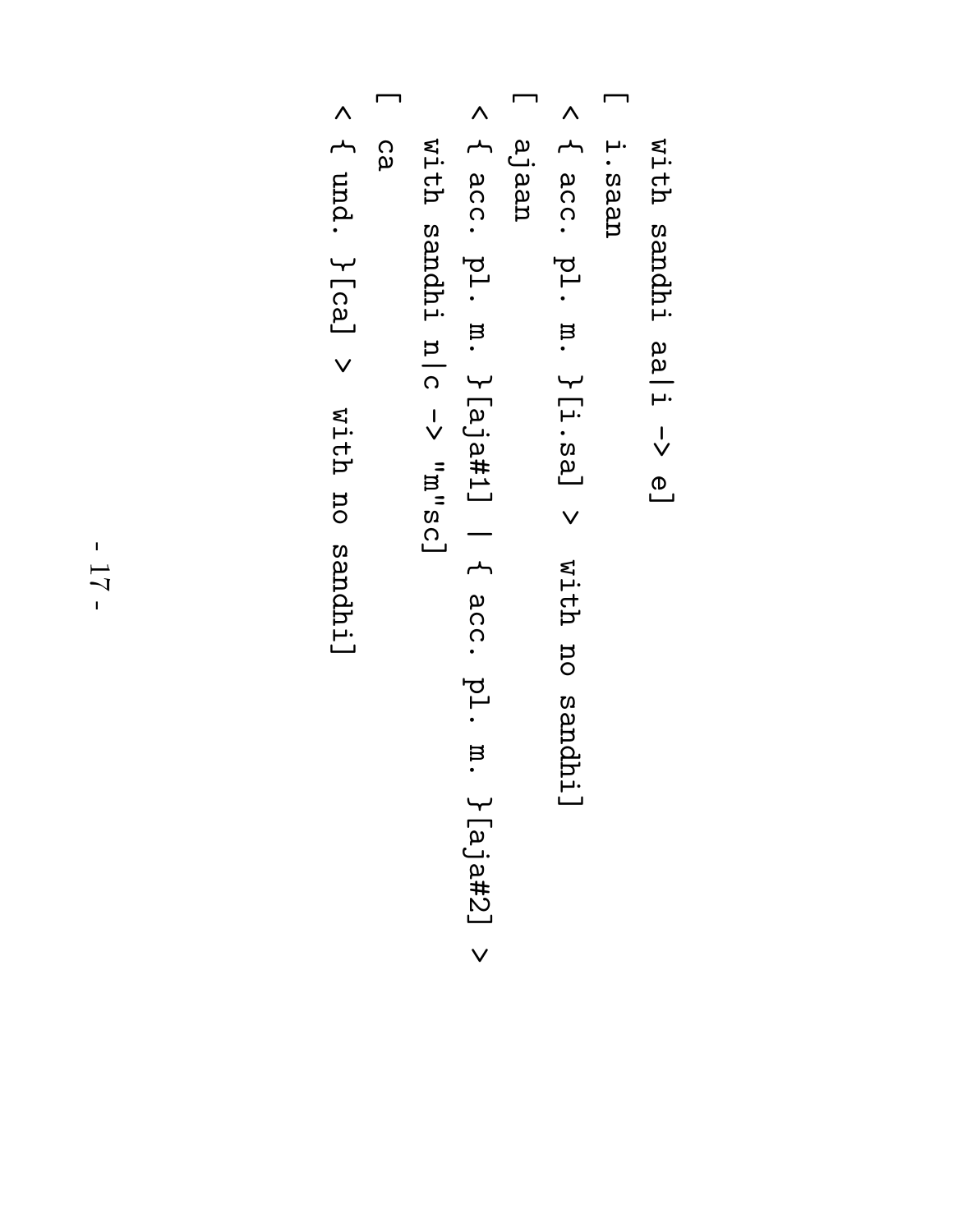```
   with sandhi aa|i -> e]
[ i.saan
 < { acc. pl. m. }[i.sa] > with no sandhi]
[ ajaan
 < { acc. pl. m. }[aja#1] | { acc. pl. m. }[aja#2] >
   with sandhi n|c -> "m"sc]
[ ca
 < { und. }[ca] > with no sandhi]
```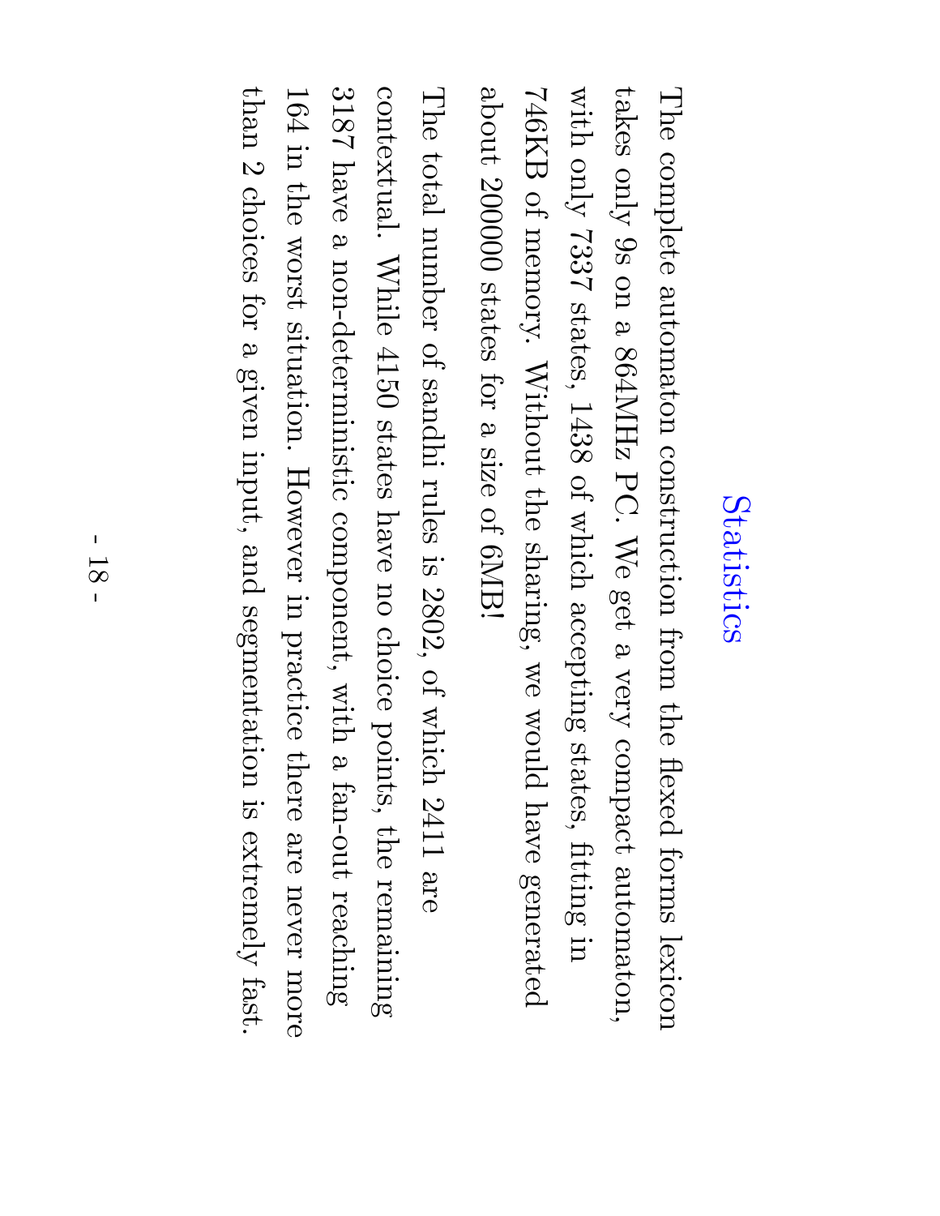## Statistics

The complete automaton construction from the flexed forms lexicon takes only 9s on a 864MHz PC. We get a very compact automaton, with only 7337 states, 1438 of which accepting states, fitting in 746KB of memory. Without the sharing, we would have generated about 200000 states for a size of 6MB!

The total number of sandhi rules is 2802, of which 2411 are contextual. While 4150 states have no choice points, the remaining 3187 have a non-deterministic component, with a fan-out reaching 164 in the worst situation. However in practice there are never more than 2 choices for a given input, and segmentation is extremely fast.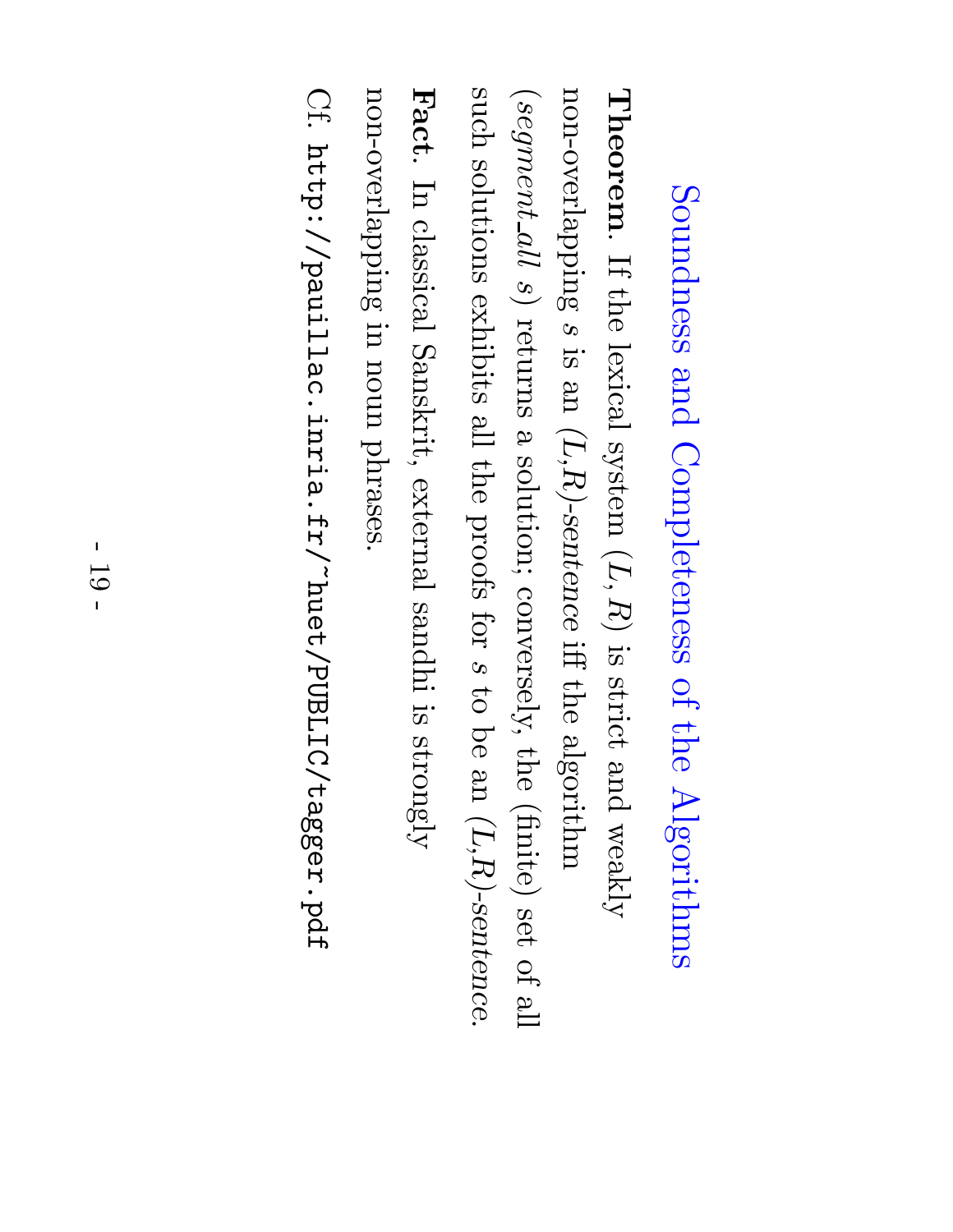# Soundness and Completeness of the Algorithms

**Theorem**. If the lexical system $(L, R)$ is strict and weakly non-overlapping $s$ is an $(L,R)$-*sentence* iff the algorithm (*segment_all* $s$) returns a solution; conversely, the (finite) set of all such solutions exhibits all the proofs for $s$ to be an $(L,R)$-*sentence*.

**Fact**. In classical Sanskrit, external sandhi is strongly non-overlapping in noun phrases.

Cf. `http://pauillac.inria.fr/~huet/PUBLIC/tagger.pdf`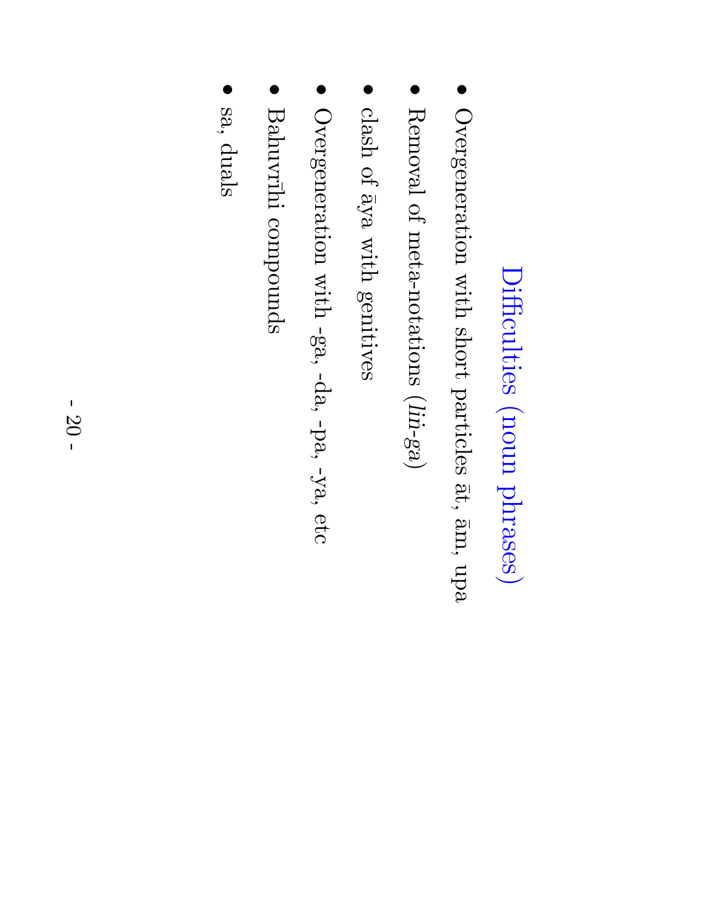# Difficulties (noun phrases)

- Overgeneration with short particles āt, ām, upa
- Removal of meta-notations (*liṅ-ga*)
- clash of āya with genitives
- Overgeneration with -ga, -da, -pa, -ya, etc
- Bahuvrīhi compounds
- sa, duals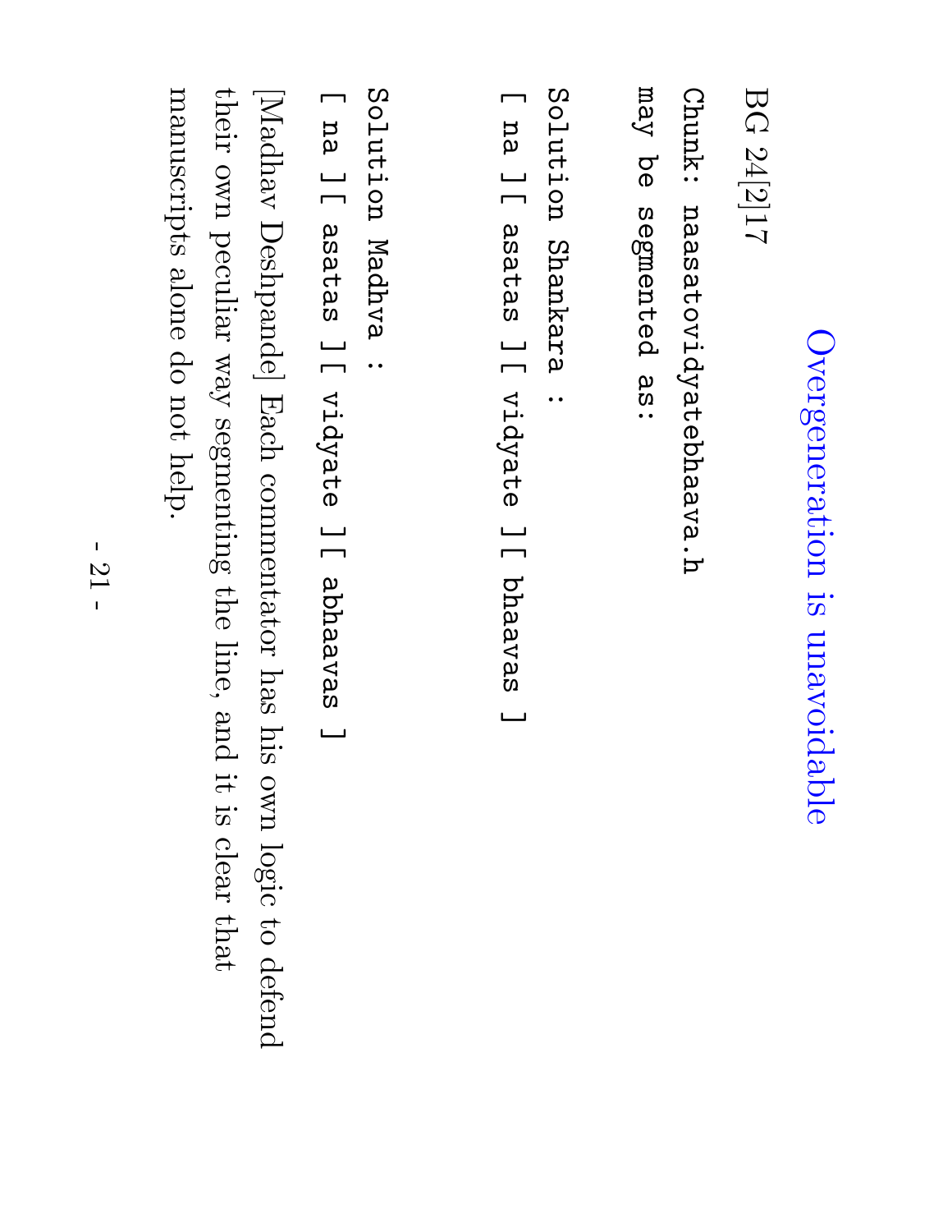## Overgeneration is unavoidable

BG 24[2]17

```
Chunk: naasatovidyatebhaava.h
may be segmented as:

Solution Shankara :
[ na ][ asatas ][ vidyate ][ bhaavas ]

Solution Madhva :
[ na ][ asatas ][ vidyate ][ abhaavas ]
```

[Madhav Deshpande] Each commentator has his own logic to defend their own peculiar way segmenting the line, and it is clear that manuscripts alone do not help.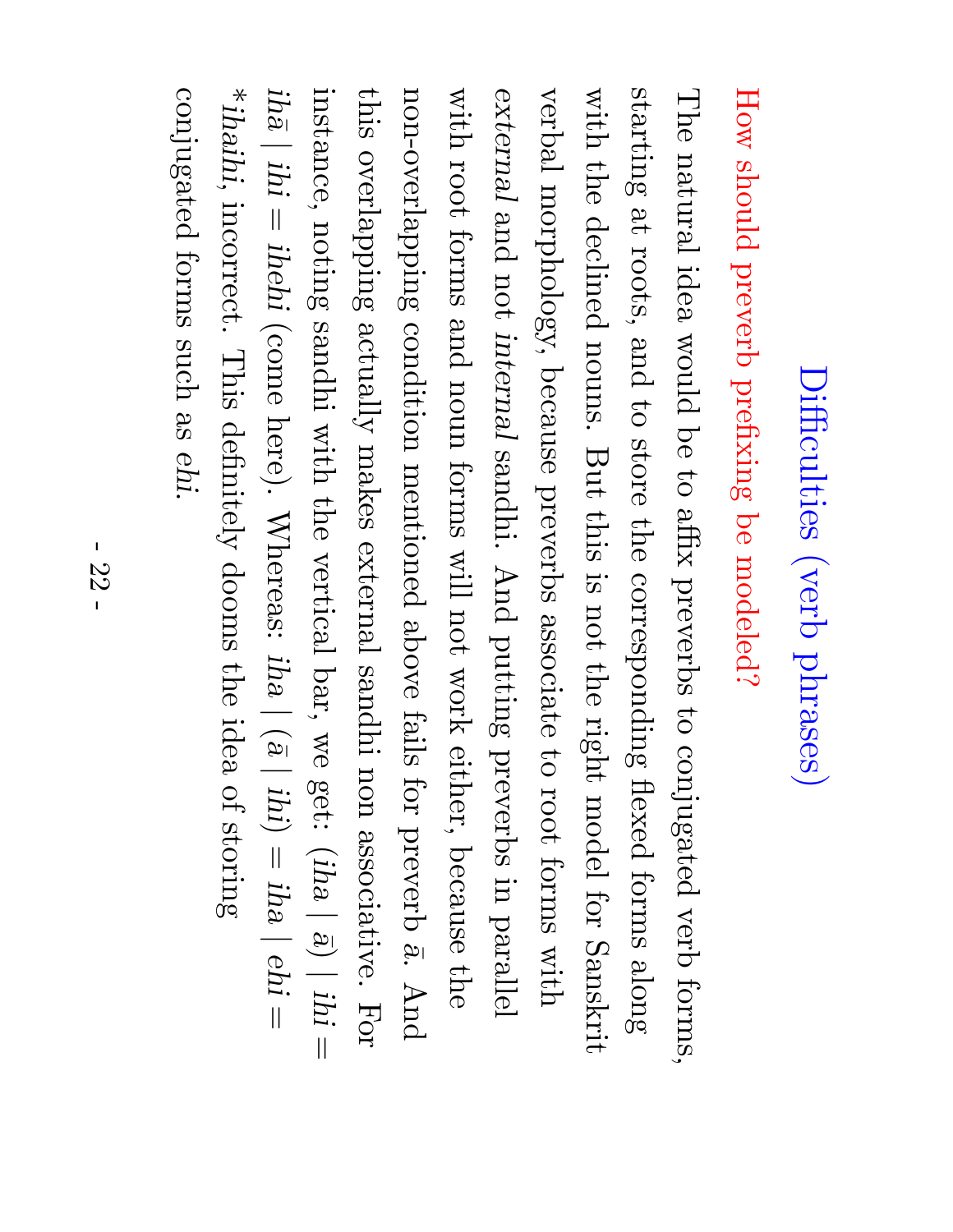# Difficulties (verb phrases)

## How should preverb prefixing be modeled?

The natural idea would be to affix preverbs to conjugated verb forms, starting at roots, and to store the corresponding flexed forms along with the declined nouns. But this is not the right model for Sanskrit verbal morphology, because preverbs associate to root forms with *external* and not *internal* sandhi. And putting preverbs in parallel with root forms and noun forms will not work either, because the non-overlapping condition mentioned above fails for preverb *ā*. And this overlapping actually makes external sandhi non associative. For instance, noting sandhi with the vertical bar, we get: (*iha* | *ā*) | *ihi* = *ihā* | *ihi* = *ihehi* (come here). Whereas: *iha* | (*ā* | *ihi*) = *iha* | *ehi* = **ihaihi*, incorrect. This definitely dooms the idea of storing conjugated forms such as *ehi*.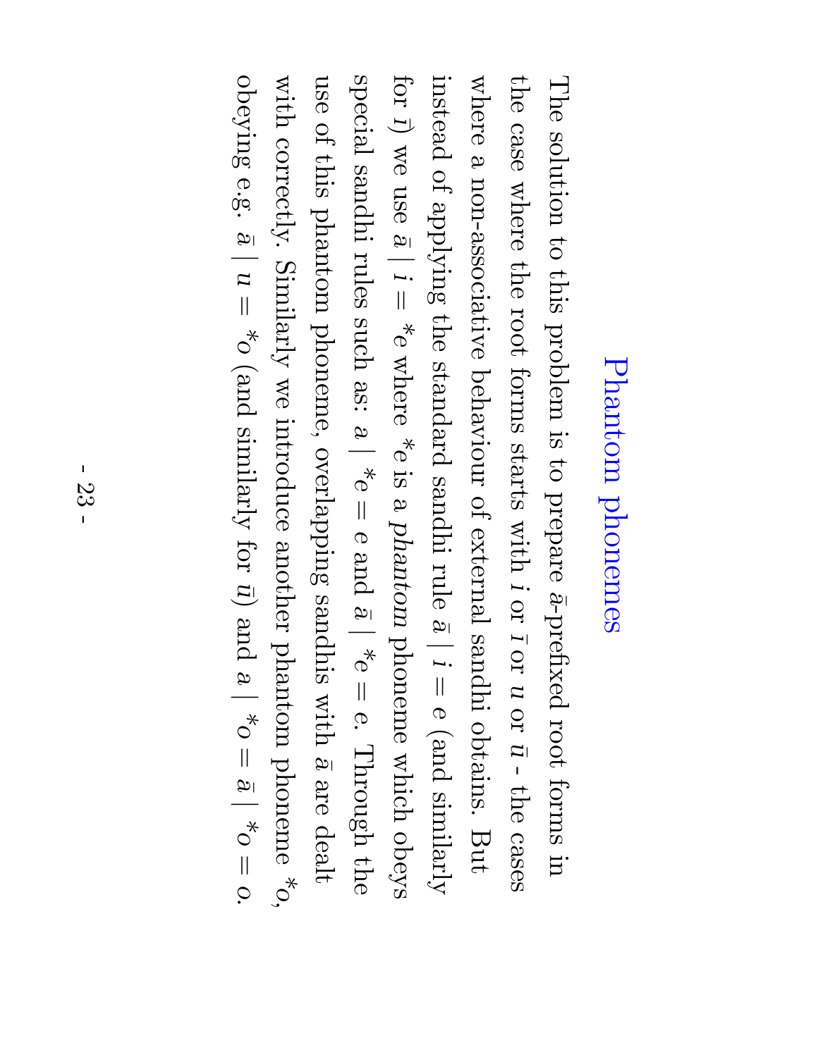# Phantom phonemes

The solution to this problem is to prepare $\bar{a}$-prefixed root forms in the case where the root forms starts with $i$ or $\bar{\imath}$ or $u$ or $\bar{u}$ - the cases where a non-associative behaviour of external sandhi obtains. But instead of applying the standard sandhi rule $\bar{a} \mid i = e$ (and similarly for $\bar{\imath}$) we use $\bar{a} \mid i = {}^{*}e$ where ${}^{*}e$ is a *phantom* phoneme which obeys special sandhi rules such as: $a \mid {}^{*}e = e$ and $\bar{a} \mid {}^{*}e = e$. Through the use of this phantom phoneme, overlapping sandhis with $\bar{a}$ are dealt with correctly. Similarly we introduce another phantom phoneme ${}^{*}o$, obeying e.g. $\bar{a} \mid u = {}^{*}o$ (and similarly for $\bar{u}$) and $a \mid {}^{*}o = \bar{a} \mid {}^{*}o = o$.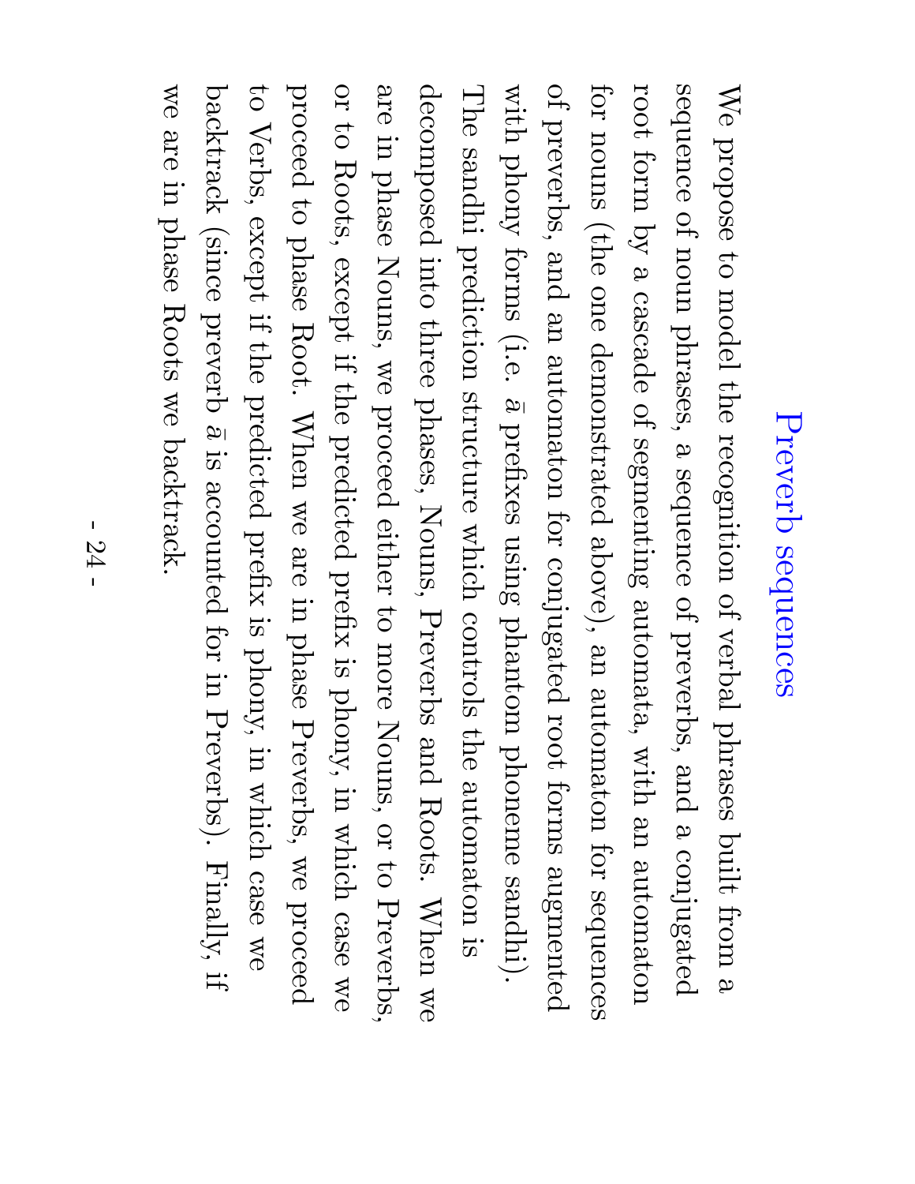# Preverb sequences

We propose to model the recognition of verbal phrases built from a sequence of noun phrases, a sequence of preverbs, and a conjugated root form by a cascade of segmenting automata, with an automaton for nouns (the one demonstrated above), an automaton for sequences of preverbs, and an automaton for conjugated root forms augmented with phony forms (i.e. *ā* prefixes using phantom phoneme sandhi). The sandhi prediction structure which controls the automaton is decomposed into three phases, Nouns, Preverbs and Roots. When we are in phase Nouns, we proceed either to more Nouns, or to Preverbs, or to Roots, except if the predicted prefix is phony, in which case we proceed to phase Root. When we are in phase Preverbs, we proceed to Verbs, except if the predicted prefix is phony, in which case we backtrack (since preverb *ā* is accounted for in Preverbs). Finally, if we are in phase Roots we backtrack.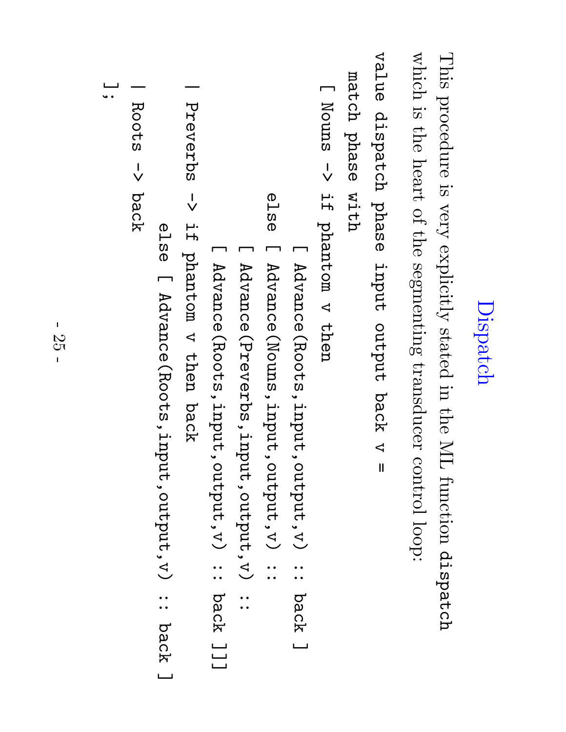# Dispatch

This procedure is very explicitly stated in the ML function dispatch which is the heart of the segmenting transducer control loop:

```
value dispatch phase input output back v =
  match phase with
  [ Nouns -> if phantom v then
                [ Advance(Roots,input,output,v) :: back ]
             else [ Advance(Nouns,input,output,v) ::
                    [ Advance(Preverbs,input,output,v) ::
                      [ Advance(Roots,input,output,v) :: back ]]]
  | Preverbs -> if phantom v then back
                else [ Advance(Roots,input,output,v) :: back ]
  | Roots -> back
  ];
```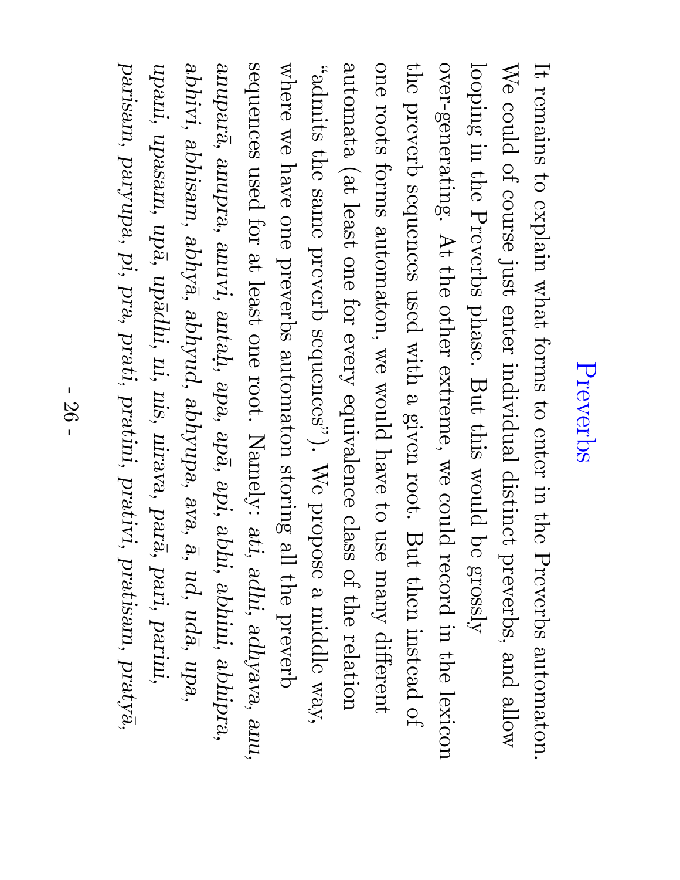# Preverbs

It remains to explain what forms to enter in the Preverbs automaton. We could of course just enter individual distinct preverbs, and allow looping in the Preverbs phase. But this would be grossly over-generating. At the other extreme, we could record in the lexicon the preverb sequences used with a given root. But then instead of one roots forms automaton, we would have to use many different automata (at least one for every equivalence class of the relation "admits the same preverb sequences"). We propose a middle way, where we have one preverbs automaton storing all the preverb sequences used for at least one root. Namely: *ati, adhi, adhyava, anu, anuparā, anupra, anuvi, antaḥ, apa, apā, api, abhi, abhini, abhipra, abhivi, abhisam, abhyā, abhyud, abhyupa, ava, ā, ud, udā, upa, upani, upasam, upā, upādhi, ni, nis, nirava, parā, pari, parini, parisam, paryupa, pi, pra, prati, pratini, prativi, pratisam, pratyā,*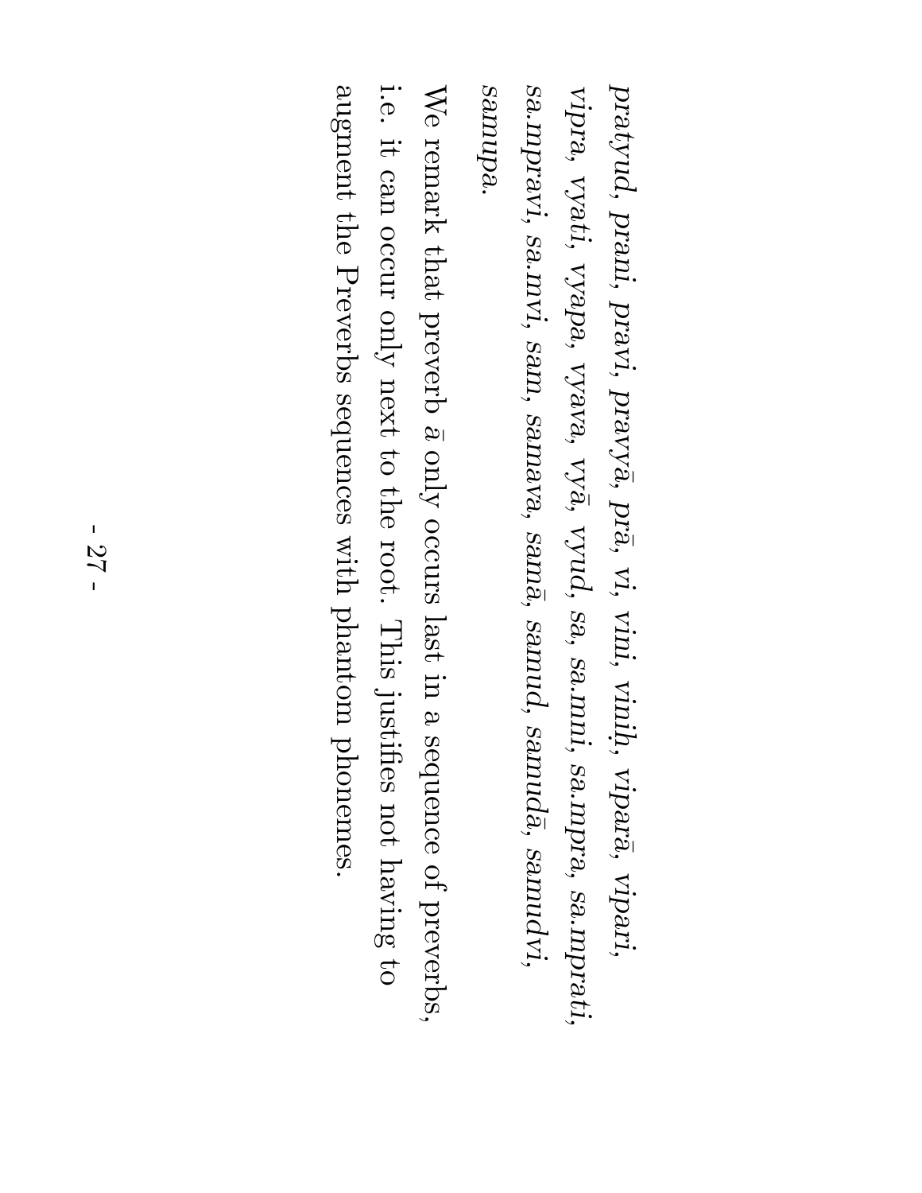*pratyud*, *prani*, *pravi*, *pravyā*, *prā*, *vi*, *vini*, *viniḥ*, *viparā*, *vipari*, *vipra*, *vyati*, *vyapa*, *vyava*, *vyā*, *vyud*, *sa*, *sa.mni*, *sa.mpra*, *sa.mprati*, *sa.mpravi*, *sa.mvi*, *sam*, *samava*, *samā*, *samud*, *samudā*, *samudvi*, *samupa*.

We remark that preverb *ā* only occurs last in a sequence of preverbs, i.e. it can occur only next to the root. This justifies not having to augment the Preverbs sequences with phantom phonemes.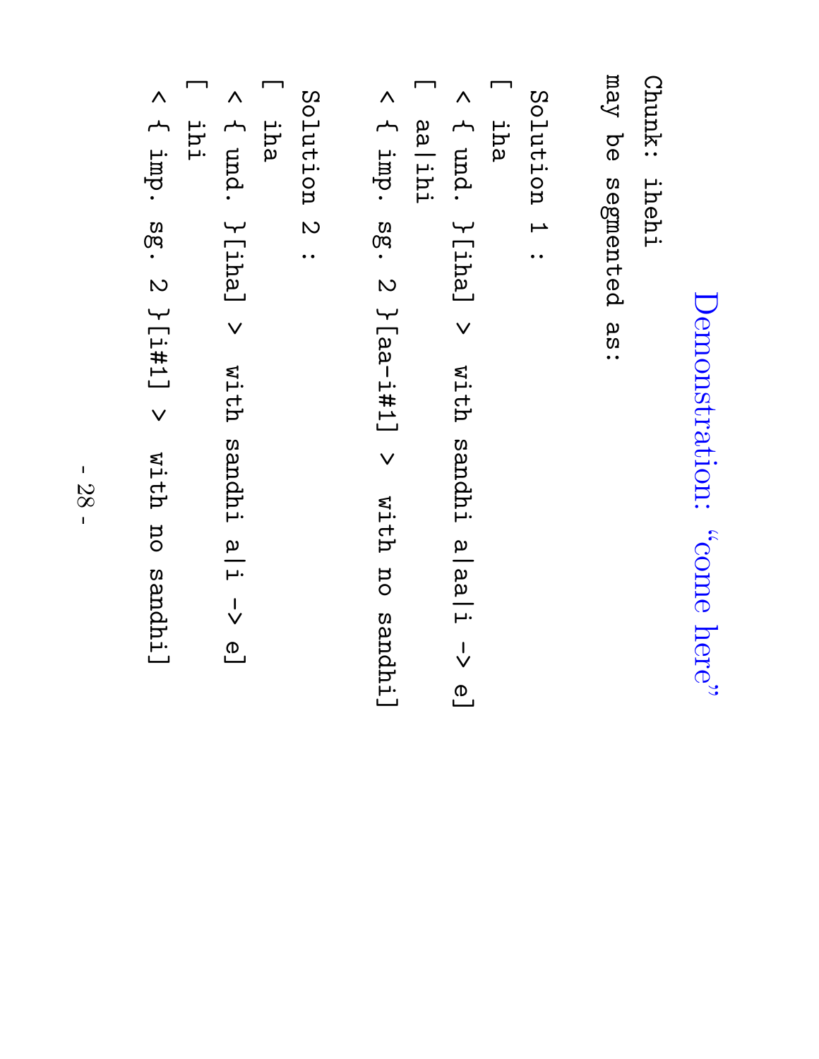# Demonstration: “come here”

```
Chunk: iheho
may be segmented as:

Solution 1 :
[ iha
 < { und. }[iha] > with sandhi a|aa|i -> e]
[ aa|ihi
 < { imp. sg. 2 }[aa-i#1] > with no sandhi]

Solution 2 :
[ iha
 < { und. }[iha] > with sandhi a|i -> e]
[ ihi
 < { imp. sg. 2 }[i#1] > with no sandhi]
```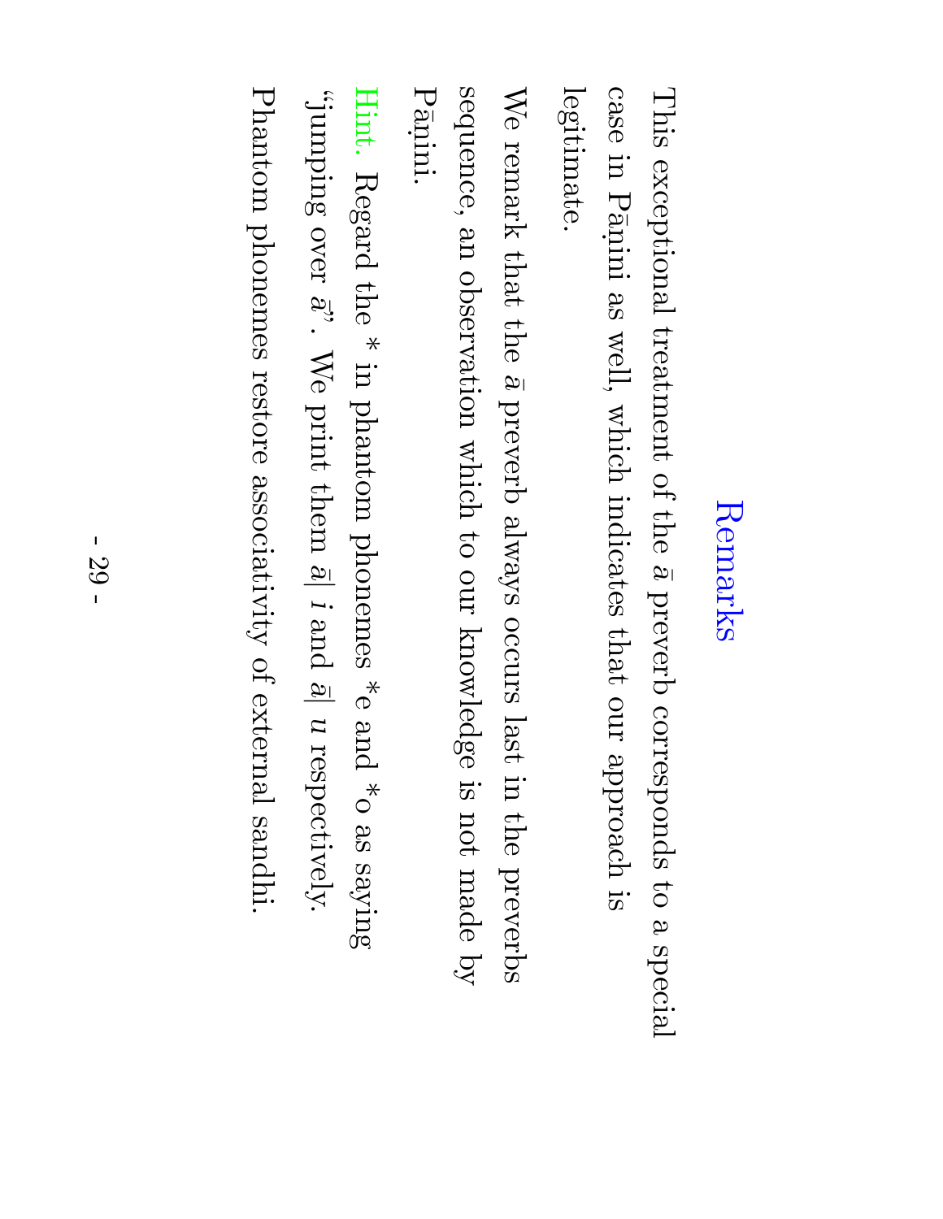# Remarks

This exceptional treatment of the *ā* preverb corresponds to a special case in Pāṇini as well, which indicates that our approach is legitimate.

We remark that the *ā* preverb always occurs last in the preverbs sequence, an observation which to our knowledge is not made by Pāṇini.

Hint. Regard the * in phantom phonemes *e and *o as saying "jumping over *ā*". We print them *ā*| *i* and *ā*| *u* respectively.

Phantom phonemes restore associativity of external sandhi.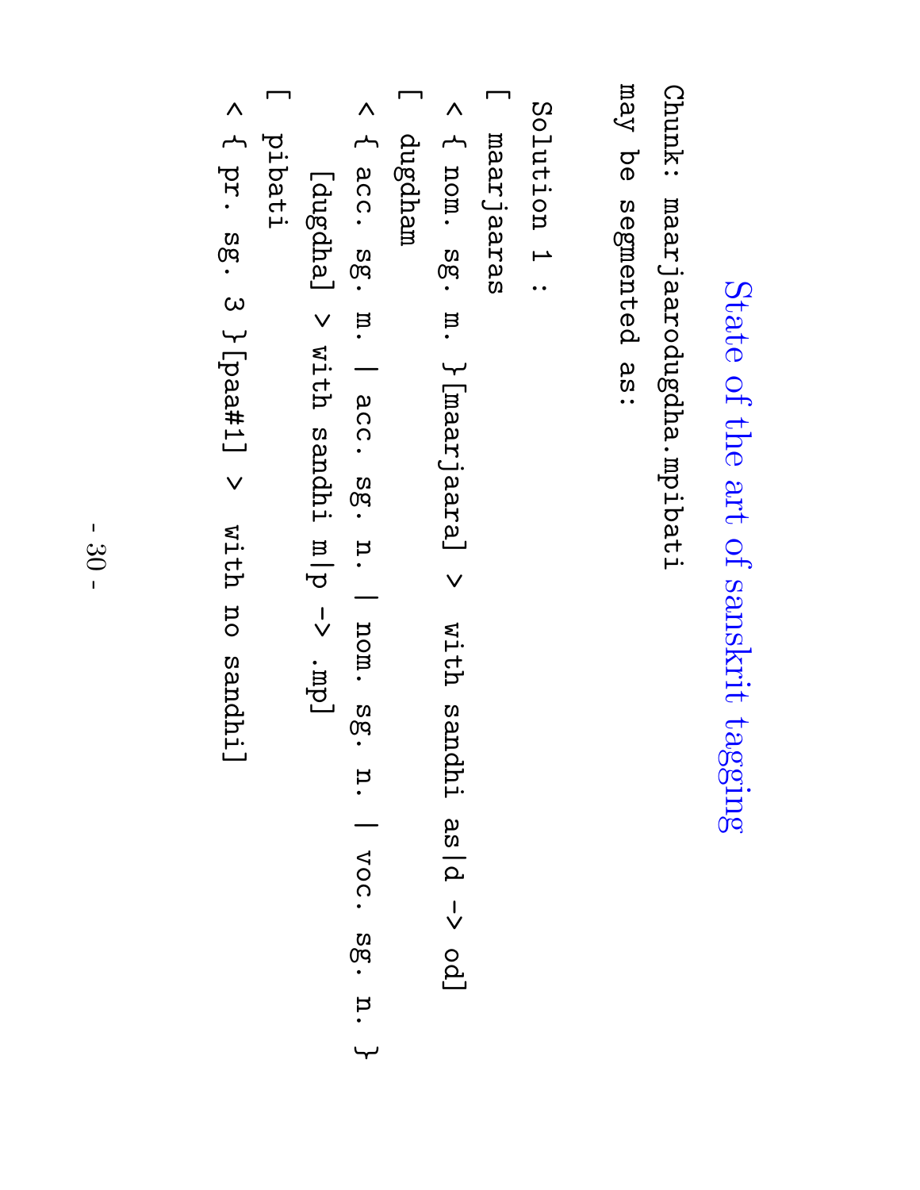# State of the art of sanskrit tagging

```
Chunk: maarjaarodugdha.mpibati
may be segmented as:

 Solution 1 :
[ maarjaaras
 < { nom. sg. m. }[maarjaara] > with sandhi as|d -> od]
[ dugdham
 < { acc. sg. m. | acc. sg. n. | nom. sg. n. | voc. sg. n. }
     [dugdha] > with sandhi m|p -> .mp]
[ pibati
 < { pr. sg. 3 }[paa#1] >  with no sandhi]
```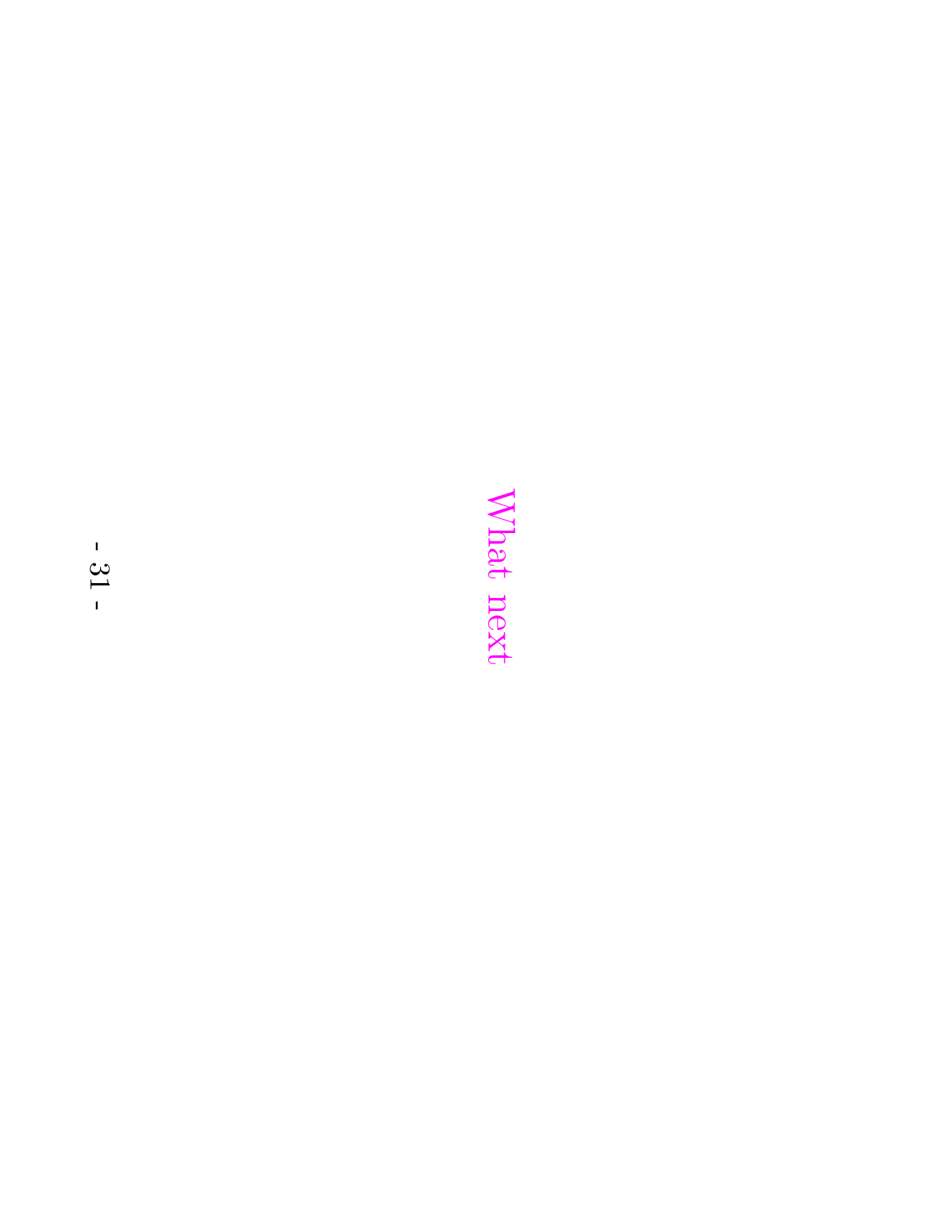# What next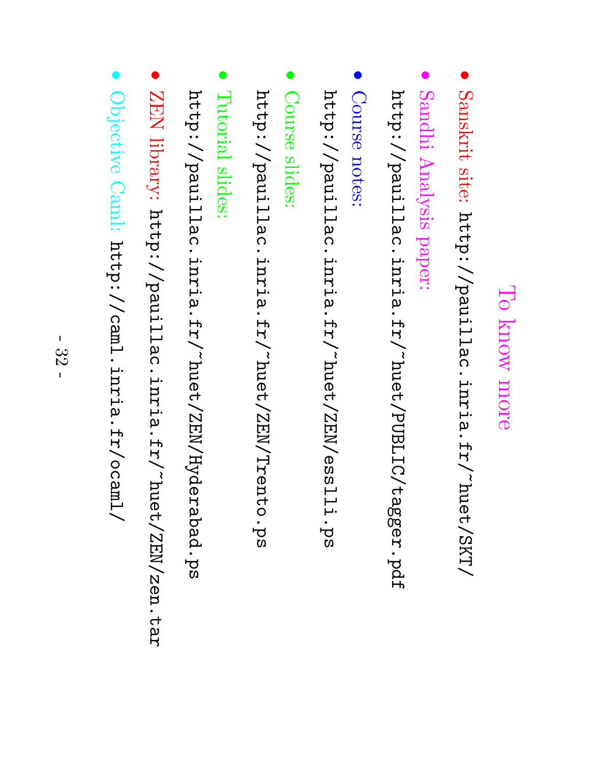# To know more

- Sanskrit site: http://pauillac.inria.fr/~huet/SKT/
- Sandhi Analysis paper:
  http://pauillac.inria.fr/~huet/PUBLIC/tagger.pdf
- Course notes:
  http://pauillac.inria.fr/~huet/ZEN/esslli.ps
- Course slides:
  http://pauillac.inria.fr/~huet/ZEN/Trento.ps
- Tutorial slides:
  http://pauillac.inria.fr/~huet/ZEN/Hyderabad.ps
- ZEN library: http://pauillac.inria.fr/~huet/ZEN/zen.tar
- Objective Caml: http://caml.inria.fr/ocaml/